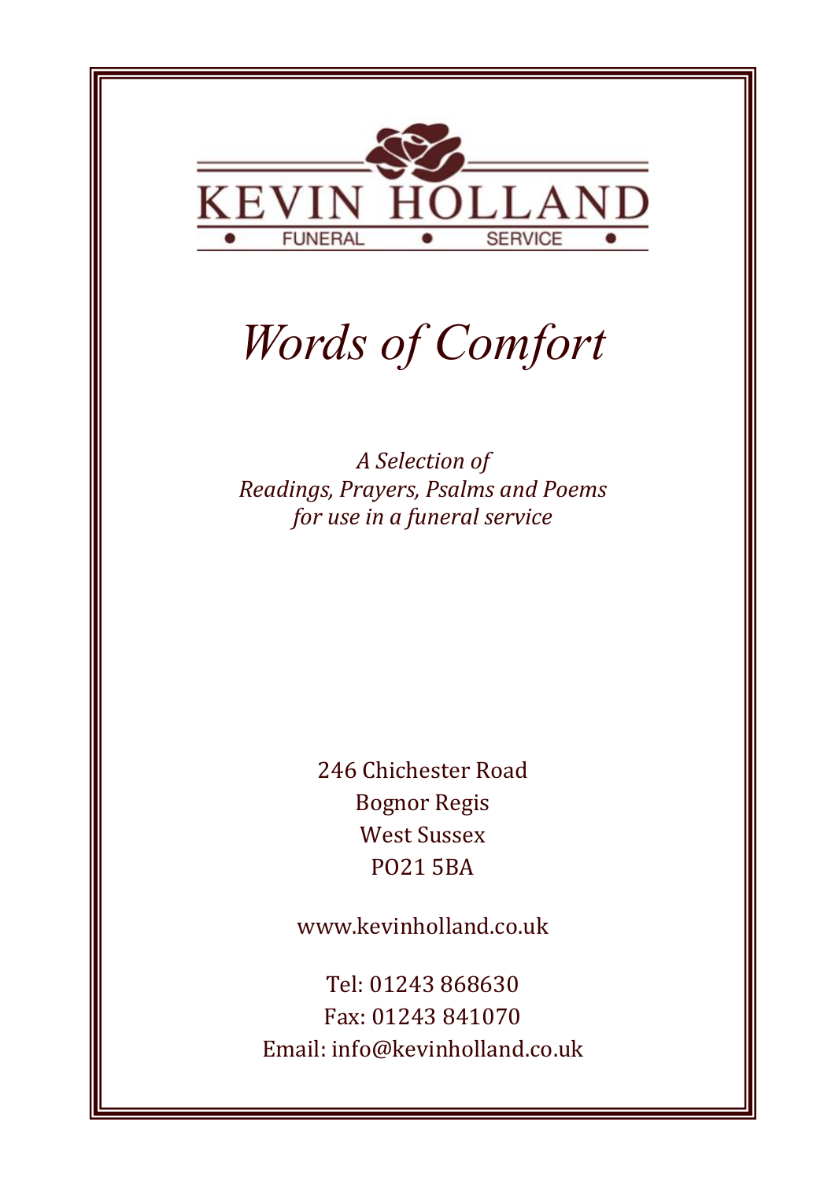KEVIN HOLLAND

FUNERAL • SERVICE

# *Words of Comfort*

*A Selection of*
*Readings, Prayers, Psalms and Poems*
*for use in a funeral service*

246 Chichester Road
Bognor Regis
West Sussex
PO21 5BA

www.kevinholland.co.uk

Tel: 01243 868630
Fax: 01243 841070
Email: info@kevinholland.co.uk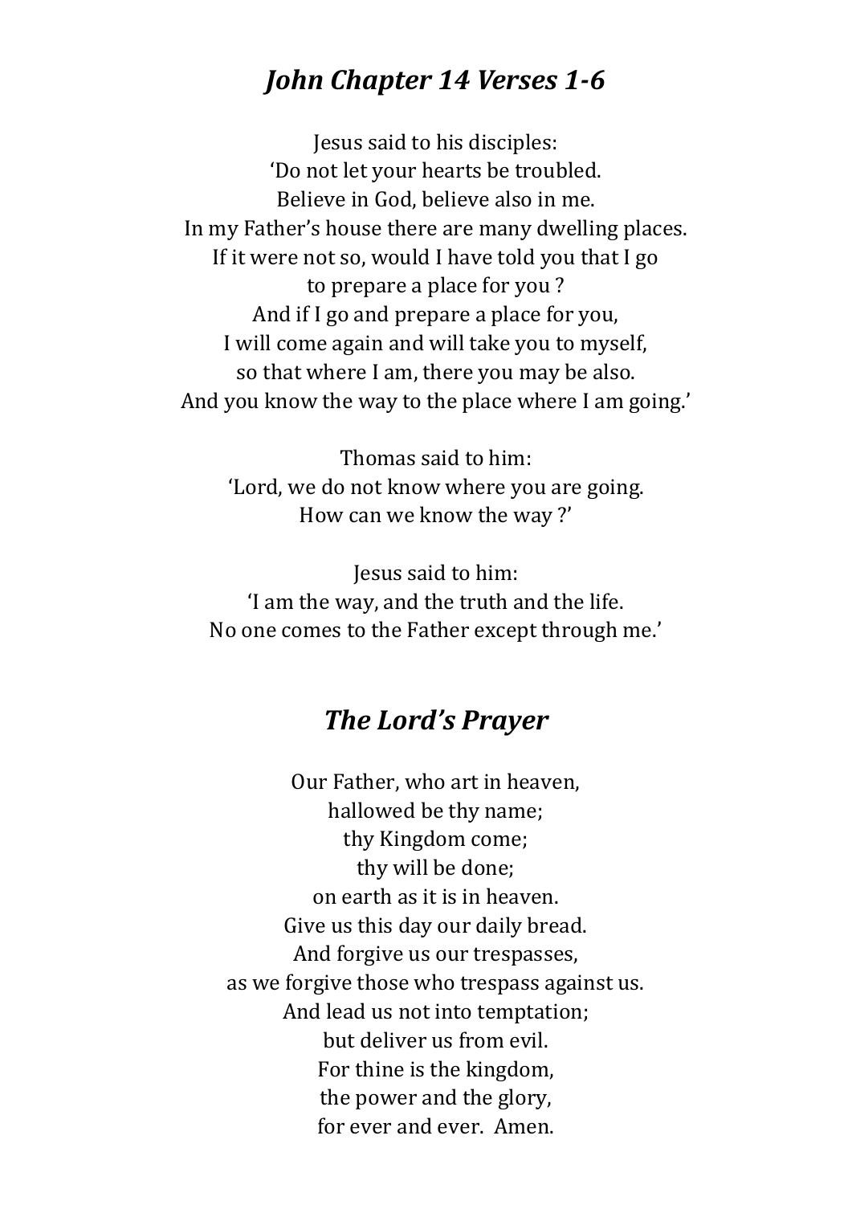## *John Chapter 14 Verses 1-6*

Jesus said to his disciples:
'Do not let your hearts be troubled.
Believe in God, believe also in me.
In my Father's house there are many dwelling places.
If it were not so, would I have told you that I go
to prepare a place for you ?
And if I go and prepare a place for you,
I will come again and will take you to myself,
so that where I am, there you may be also.
And you know the way to the place where I am going.'

Thomas said to him:
'Lord, we do not know where you are going.
How can we know the way ?'

Jesus said to him:
'I am the way, and the truth and the life.
No one comes to the Father except through me.'

## *The Lord's Prayer*

Our Father, who art in heaven,
hallowed be thy name;
thy Kingdom come;
thy will be done;
on earth as it is in heaven.
Give us this day our daily bread.
And forgive us our trespasses,
as we forgive those who trespass against us.
And lead us not into temptation;
but deliver us from evil.
For thine is the kingdom,
the power and the glory,
for ever and ever. Amen.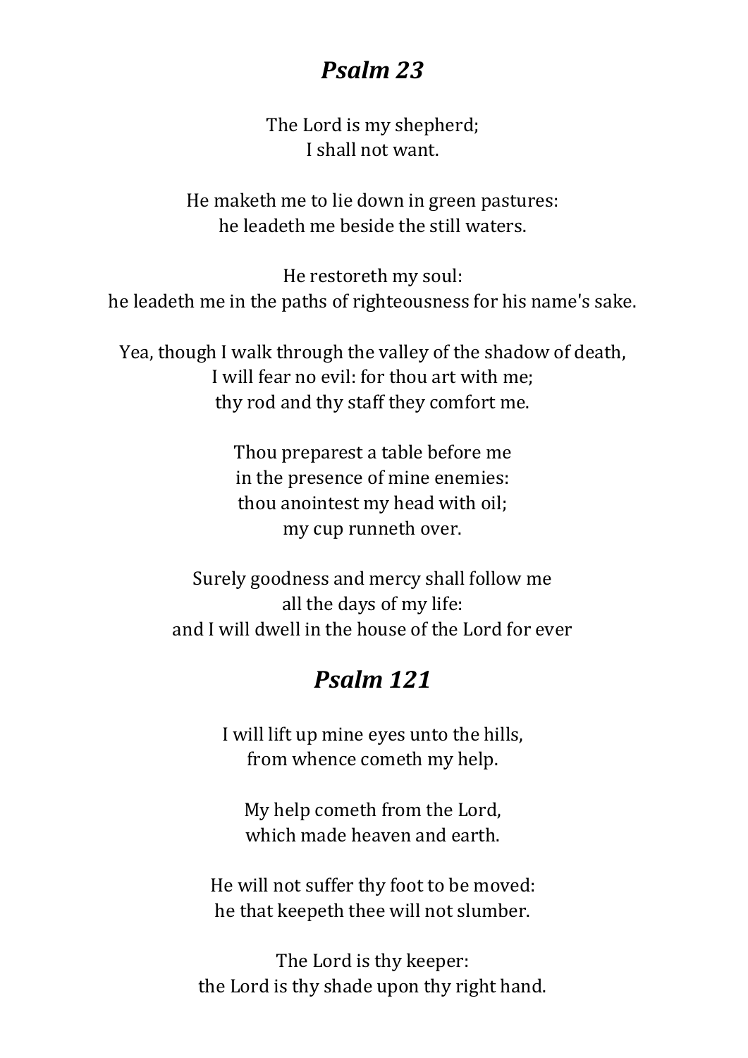## *Psalm 23*

The Lord is my shepherd;
I shall not want.

He maketh me to lie down in green pastures:
he leadeth me beside the still waters.

He restoreth my soul:
he leadeth me in the paths of righteousness for his name's sake.

Yea, though I walk through the valley of the shadow of death,
I will fear no evil: for thou art with me;
thy rod and thy staff they comfort me.

Thou preparest a table before me
in the presence of mine enemies:
thou anointest my head with oil;
my cup runneth over.

Surely goodness and mercy shall follow me
all the days of my life:
and I will dwell in the house of the Lord for ever

## *Psalm 121*

I will lift up mine eyes unto the hills,
from whence cometh my help.

My help cometh from the Lord,
which made heaven and earth.

He will not suffer thy foot to be moved:
he that keepeth thee will not slumber.

The Lord is thy keeper:
the Lord is thy shade upon thy right hand.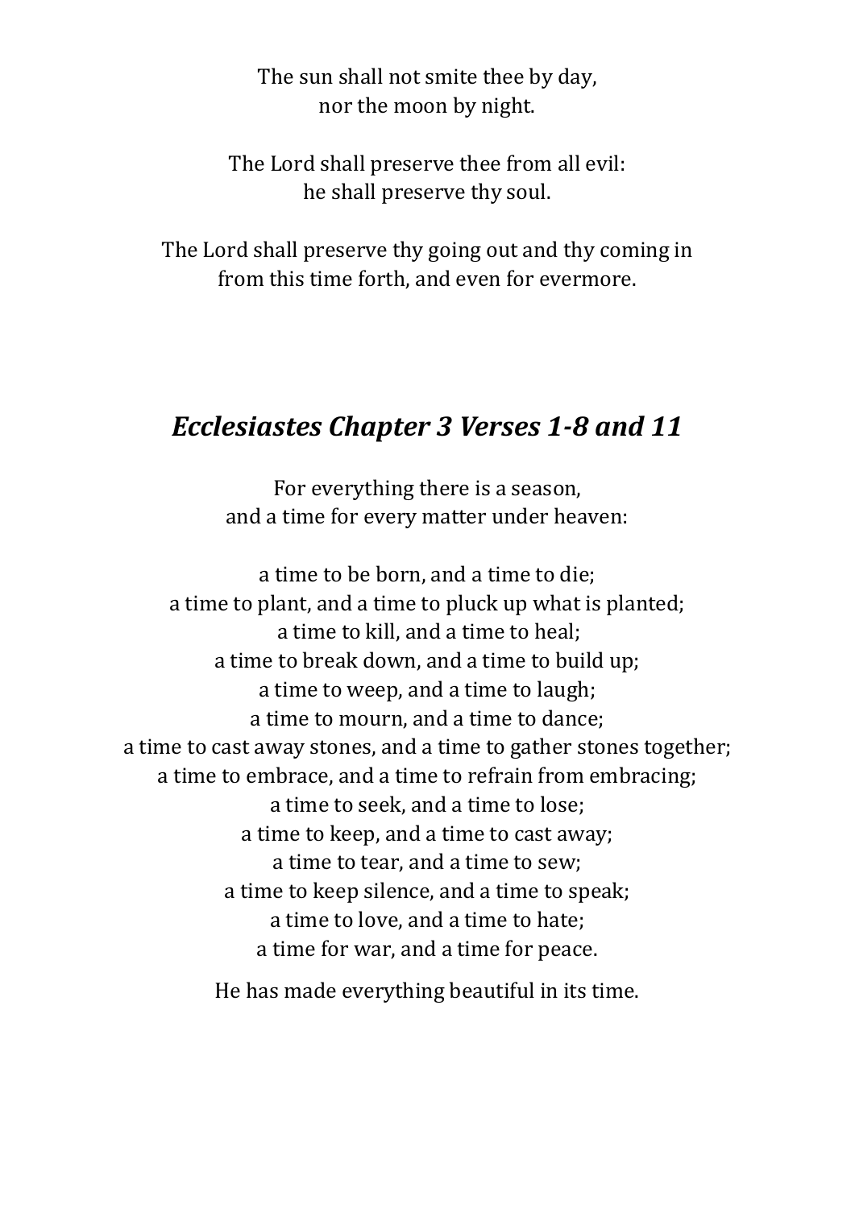The sun shall not smite thee by day,  
nor the moon by night.

The Lord shall preserve thee from all evil:  
he shall preserve thy soul.

The Lord shall preserve thy going out and thy coming in  
from this time forth, and even for evermore.

## *Ecclesiastes Chapter 3 Verses 1-8 and 11*

For everything there is a season,  
and a time for every matter under heaven:

a time to be born, and a time to die;  
a time to plant, and a time to pluck up what is planted;  
a time to kill, and a time to heal;  
a time to break down, and a time to build up;  
a time to weep, and a time to laugh;  
a time to mourn, and a time to dance;  
a time to cast away stones, and a time to gather stones together;  
a time to embrace, and a time to refrain from embracing;  
a time to seek, and a time to lose;  
a time to keep, and a time to cast away;  
a time to tear, and a time to sew;  
a time to keep silence, and a time to speak;  
a time to love, and a time to hate;  
a time for war, and a time for peace.

He has made everything beautiful in its time.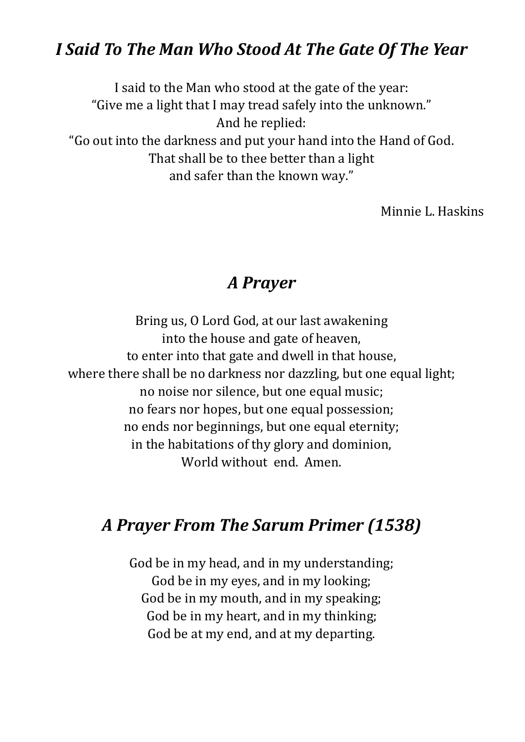## *I Said To The Man Who Stood At The Gate Of The Year*

I said to the Man who stood at the gate of the year:  
"Give me a light that I may tread safely into the unknown."  
And he replied:  
"Go out into the darkness and put your hand into the Hand of God.  
That shall be to thee better than a light  
and safer than the known way."

Minnie L. Haskins

## *A Prayer*

Bring us, O Lord God, at our last awakening  
into the house and gate of heaven,  
to enter into that gate and dwell in that house,  
where there shall be no darkness nor dazzling, but one equal light;  
no noise nor silence, but one equal music;  
no fears nor hopes, but one equal possession;  
no ends nor beginnings, but one equal eternity;  
in the habitations of thy glory and dominion,  
World without end. Amen.

## *A Prayer From The Sarum Primer (1538)*

God be in my head, and in my understanding;  
God be in my eyes, and in my looking;  
God be in my mouth, and in my speaking;  
God be in my heart, and in my thinking;  
God be at my end, and at my departing.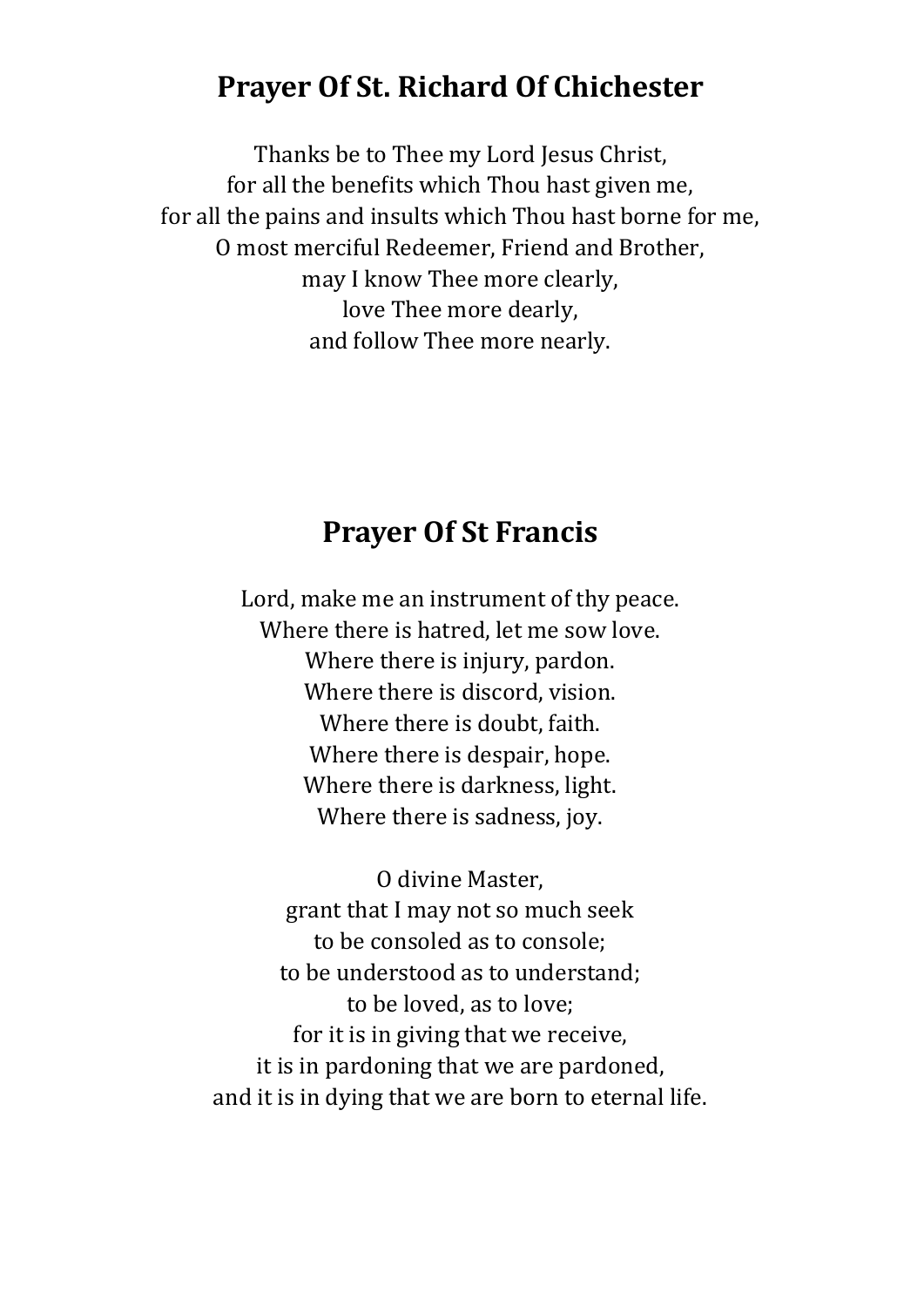## Prayer Of St. Richard Of Chichester

Thanks be to Thee my Lord Jesus Christ,
for all the benefits which Thou hast given me,
for all the pains and insults which Thou hast borne for me,
O most merciful Redeemer, Friend and Brother,
may I know Thee more clearly,
love Thee more dearly,
and follow Thee more nearly.

## Prayer Of St Francis

Lord, make me an instrument of thy peace.
Where there is hatred, let me sow love.
Where there is injury, pardon.
Where there is discord, vision.
Where there is doubt, faith.
Where there is despair, hope.
Where there is darkness, light.
Where there is sadness, joy.

O divine Master,
grant that I may not so much seek
to be consoled as to console;
to be understood as to understand;
to be loved, as to love;
for it is in giving that we receive,
it is in pardoning that we are pardoned,
and it is in dying that we are born to eternal life.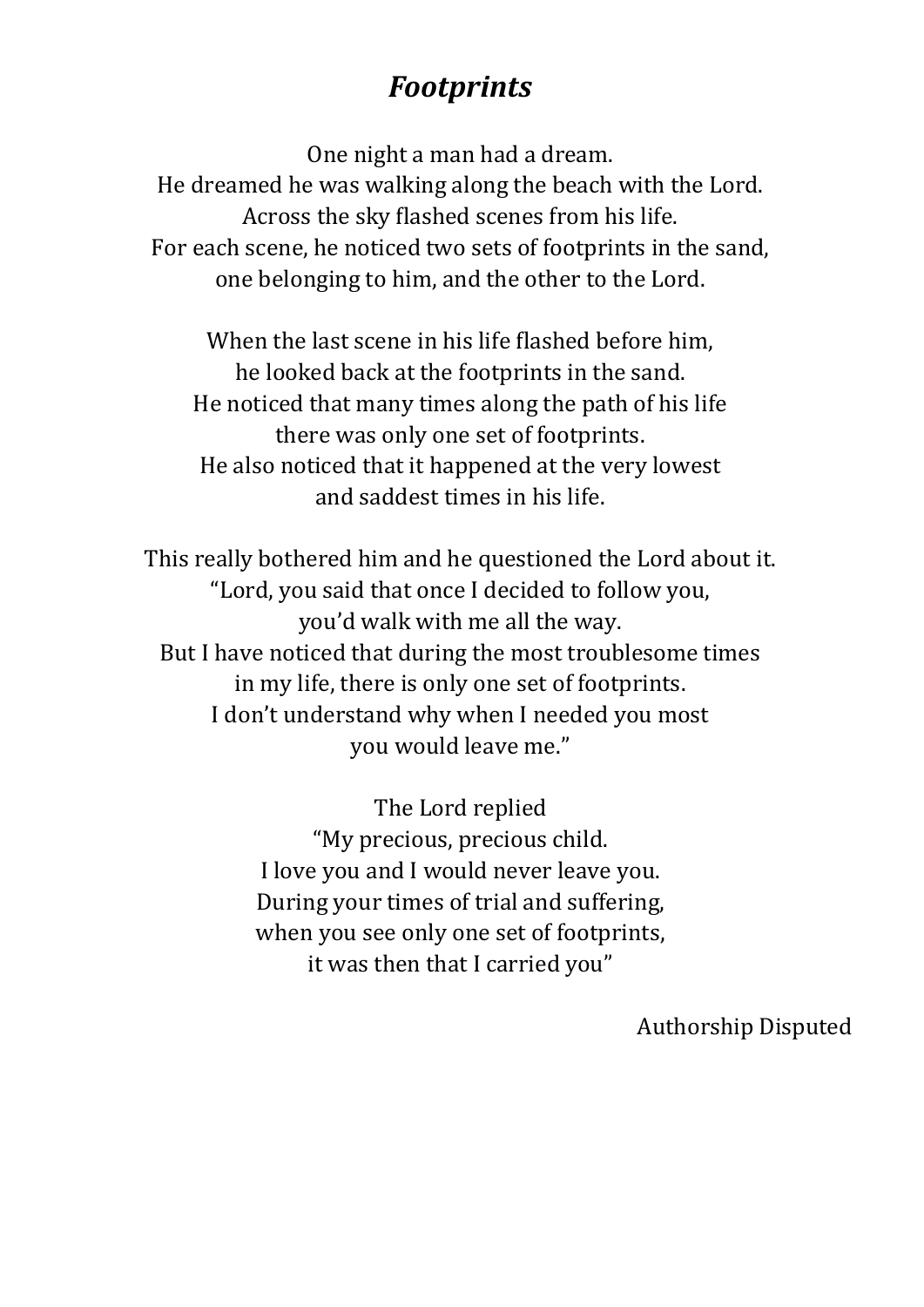# *Footprints*

One night a man had a dream.
He dreamed he was walking along the beach with the Lord.
Across the sky flashed scenes from his life.
For each scene, he noticed two sets of footprints in the sand,
one belonging to him, and the other to the Lord.

When the last scene in his life flashed before him,
he looked back at the footprints in the sand.
He noticed that many times along the path of his life
there was only one set of footprints.
He also noticed that it happened at the very lowest
and saddest times in his life.

This really bothered him and he questioned the Lord about it.
"Lord, you said that once I decided to follow you,
you'd walk with me all the way.
But I have noticed that during the most troublesome times
in my life, there is only one set of footprints.
I don't understand why when I needed you most
you would leave me."

The Lord replied
"My precious, precious child.
I love you and I would never leave you.
During your times of trial and suffering,
when you see only one set of footprints,
it was then that I carried you"

Authorship Disputed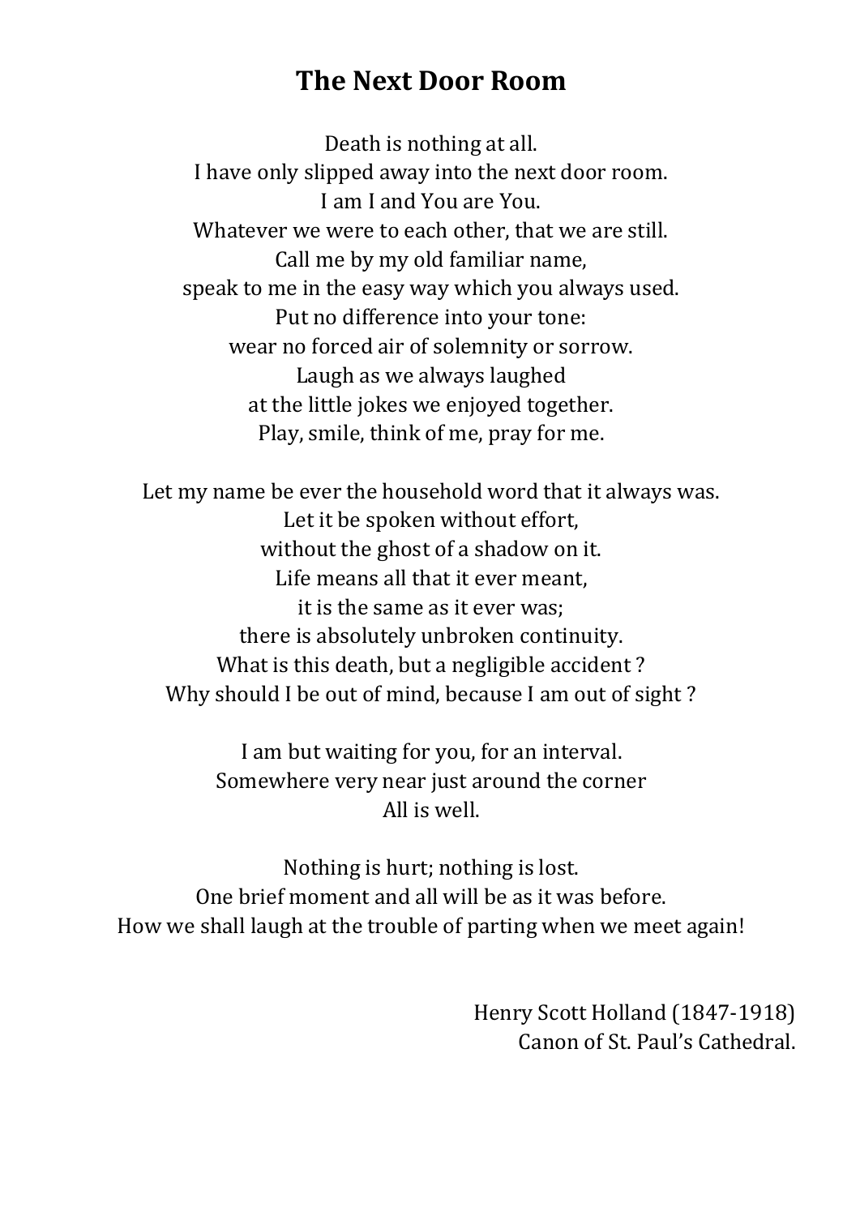# The Next Door Room

Death is nothing at all.
I have only slipped away into the next door room.
I am I and You are You.
Whatever we were to each other, that we are still.
Call me by my old familiar name,
speak to me in the easy way which you always used.
Put no difference into your tone:
wear no forced air of solemnity or sorrow.
Laugh as we always laughed
at the little jokes we enjoyed together.
Play, smile, think of me, pray for me.

Let my name be ever the household word that it always was.
Let it be spoken without effort,
without the ghost of a shadow on it.
Life means all that it ever meant,
it is the same as it ever was;
there is absolutely unbroken continuity.
What is this death, but a negligible accident ?
Why should I be out of mind, because I am out of sight ?

I am but waiting for you, for an interval.
Somewhere very near just around the corner
All is well.

Nothing is hurt; nothing is lost.
One brief moment and all will be as it was before.
How we shall laugh at the trouble of parting when we meet again!

Henry Scott Holland (1847-1918)
Canon of St. Paul's Cathedral.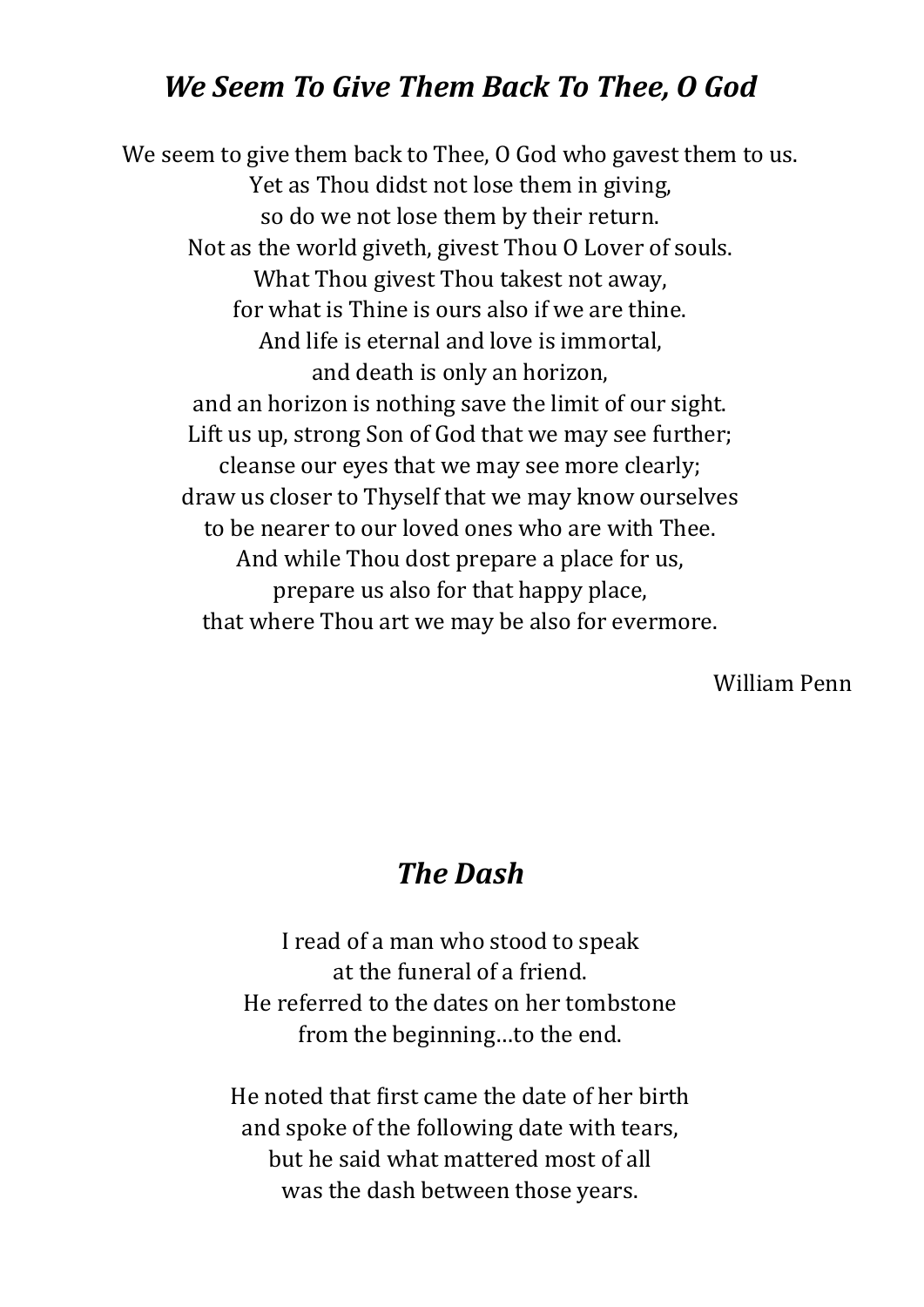## *We Seem To Give Them Back To Thee, O God*

We seem to give them back to Thee, O God who gavest them to us.
Yet as Thou didst not lose them in giving,
so do we not lose them by their return.
Not as the world giveth, givest Thou O Lover of souls.
What Thou givest Thou takest not away,
for what is Thine is ours also if we are thine.
And life is eternal and love is immortal,
and death is only an horizon,
and an horizon is nothing save the limit of our sight.
Lift us up, strong Son of God that we may see further;
cleanse our eyes that we may see more clearly;
draw us closer to Thyself that we may know ourselves
to be nearer to our loved ones who are with Thee.
And while Thou dost prepare a place for us,
prepare us also for that happy place,
that where Thou art we may be also for evermore.

William Penn

## *The Dash*

I read of a man who stood to speak
at the funeral of a friend.
He referred to the dates on her tombstone
from the beginning…to the end.

He noted that first came the date of her birth
and spoke of the following date with tears,
but he said what mattered most of all
was the dash between those years.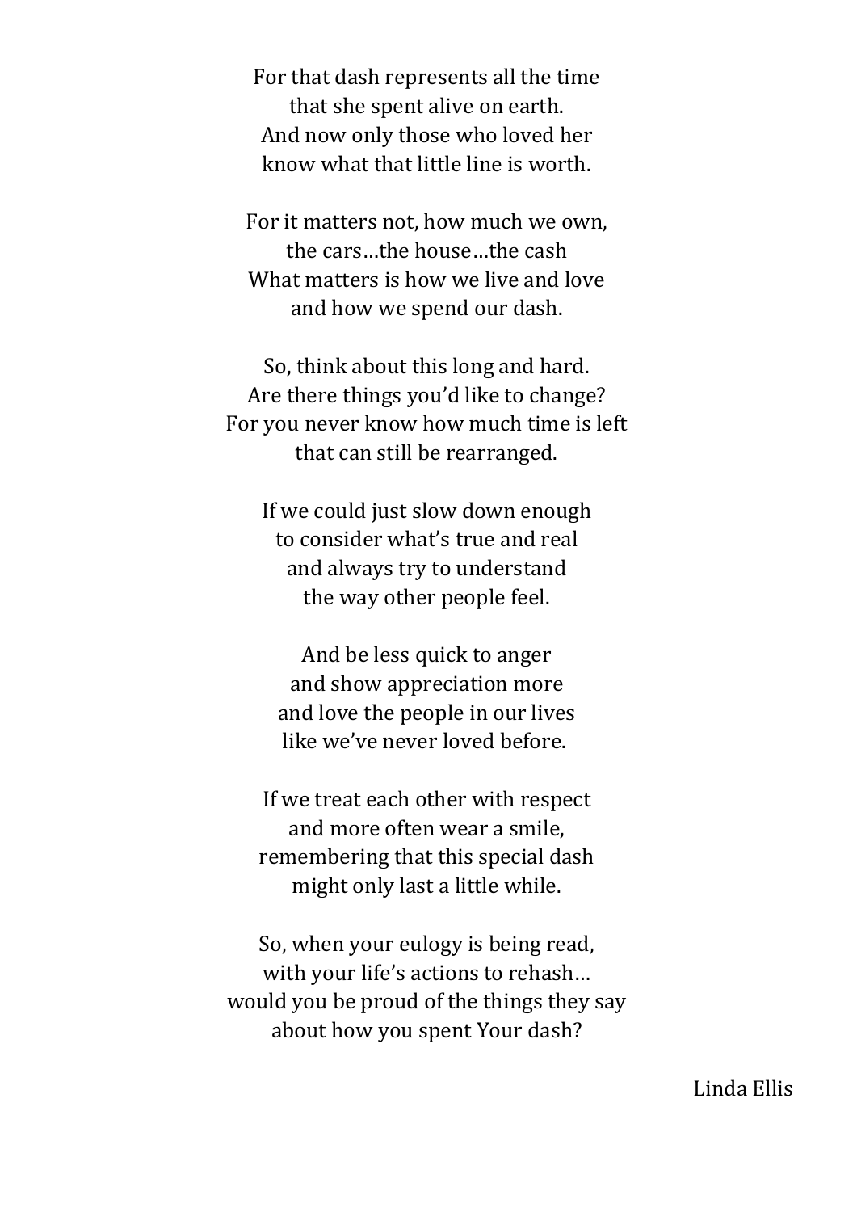For that dash represents all the time
that she spent alive on earth.
And now only those who loved her
know what that little line is worth.

For it matters not, how much we own,
the cars…the house…the cash
What matters is how we live and love
and how we spend our dash.

So, think about this long and hard.
Are there things you'd like to change?
For you never know how much time is left
that can still be rearranged.

If we could just slow down enough
to consider what's true and real
and always try to understand
the way other people feel.

And be less quick to anger
and show appreciation more
and love the people in our lives
like we've never loved before.

If we treat each other with respect
and more often wear a smile,
remembering that this special dash
might only last a little while.

So, when your eulogy is being read,
with your life's actions to rehash…
would you be proud of the things they say
about how you spent Your dash?

Linda Ellis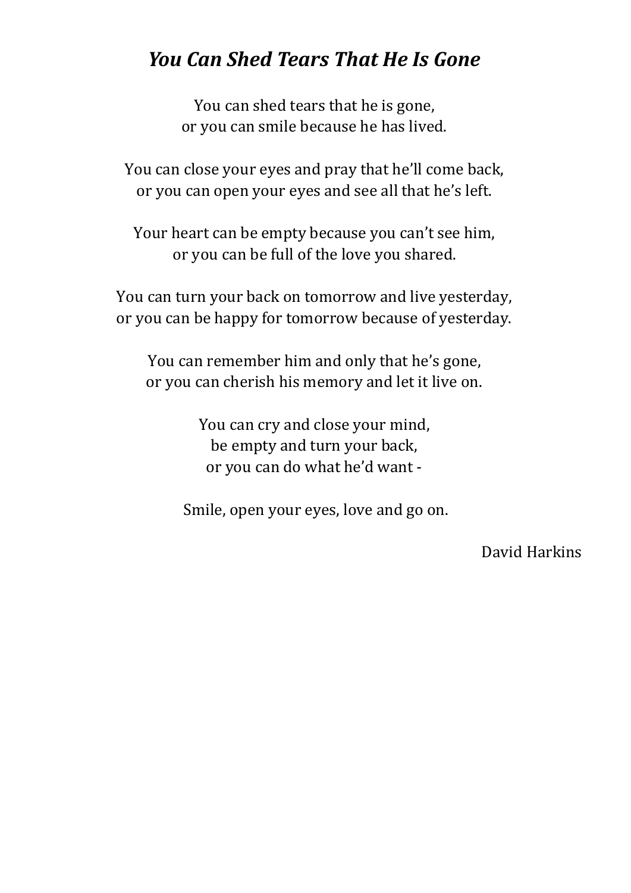# *You Can Shed Tears That He Is Gone*

You can shed tears that he is gone,  
or you can smile because he has lived.

You can close your eyes and pray that he'll come back,  
or you can open your eyes and see all that he's left.

Your heart can be empty because you can't see him,  
or you can be full of the love you shared.

You can turn your back on tomorrow and live yesterday,  
or you can be happy for tomorrow because of yesterday.

You can remember him and only that he's gone,  
or you can cherish his memory and let it live on.

You can cry and close your mind,  
be empty and turn your back,  
or you can do what he'd want -

Smile, open your eyes, love and go on.

David Harkins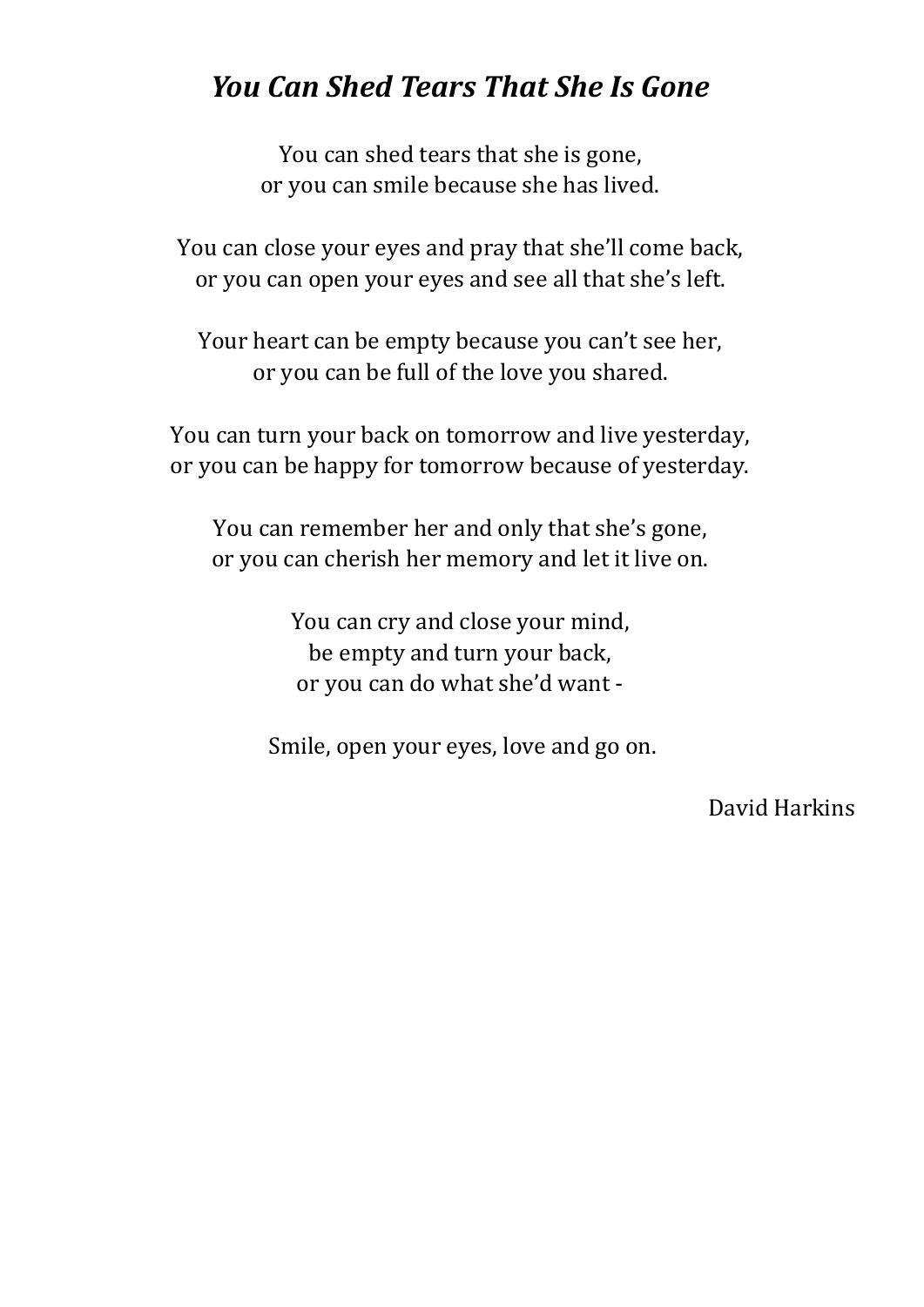# *You Can Shed Tears That She Is Gone*

You can shed tears that she is gone,
or you can smile because she has lived.

You can close your eyes and pray that she'll come back,
or you can open your eyes and see all that she's left.

Your heart can be empty because you can't see her,
or you can be full of the love you shared.

You can turn your back on tomorrow and live yesterday,
or you can be happy for tomorrow because of yesterday.

You can remember her and only that she's gone,
or you can cherish her memory and let it live on.

You can cry and close your mind,
be empty and turn your back,
or you can do what she'd want -

Smile, open your eyes, love and go on.

David Harkins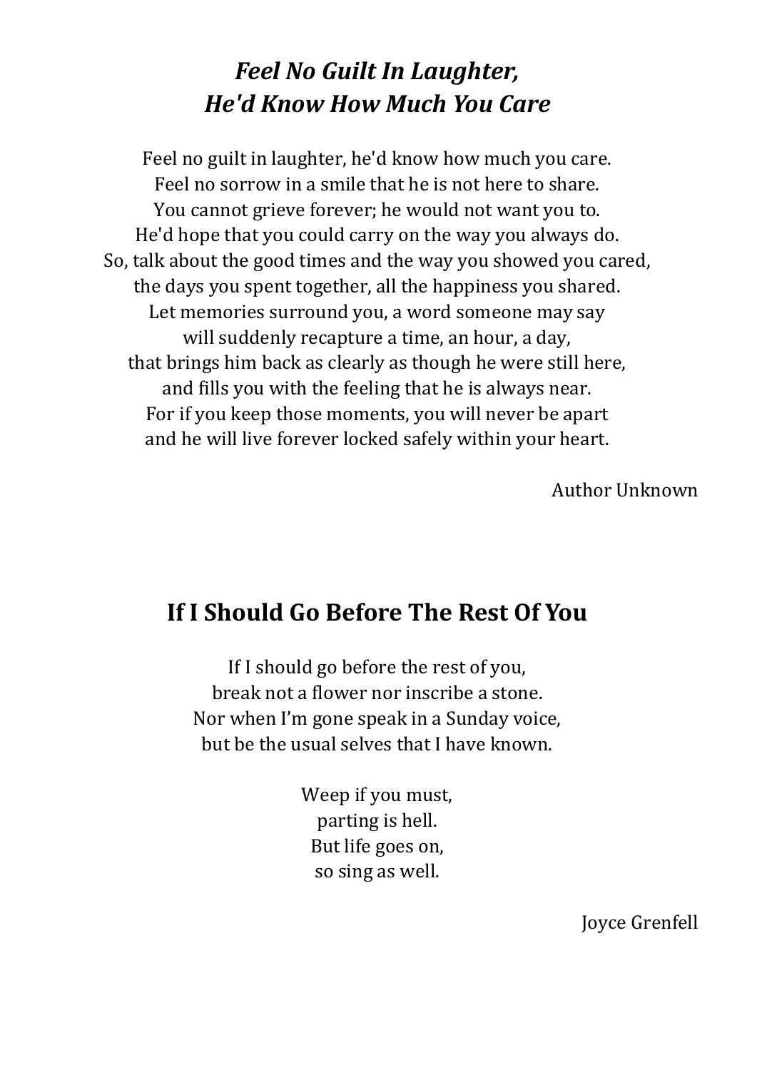## *Feel No Guilt In Laughter, He'd Know How Much You Care*

Feel no guilt in laughter, he'd know how much you care.
Feel no sorrow in a smile that he is not here to share.
You cannot grieve forever; he would not want you to.
He'd hope that you could carry on the way you always do.
So, talk about the good times and the way you showed you cared,
the days you spent together, all the happiness you shared.
Let memories surround you, a word someone may say
will suddenly recapture a time, an hour, a day,
that brings him back as clearly as though he were still here,
and fills you with the feeling that he is always near.
For if you keep those moments, you will never be apart
and he will live forever locked safely within your heart.

Author Unknown

## If I Should Go Before The Rest Of You

If I should go before the rest of you,
break not a flower nor inscribe a stone.
Nor when I'm gone speak in a Sunday voice,
but be the usual selves that I have known.

Weep if you must,
parting is hell.
But life goes on,
so sing as well.

Joyce Grenfell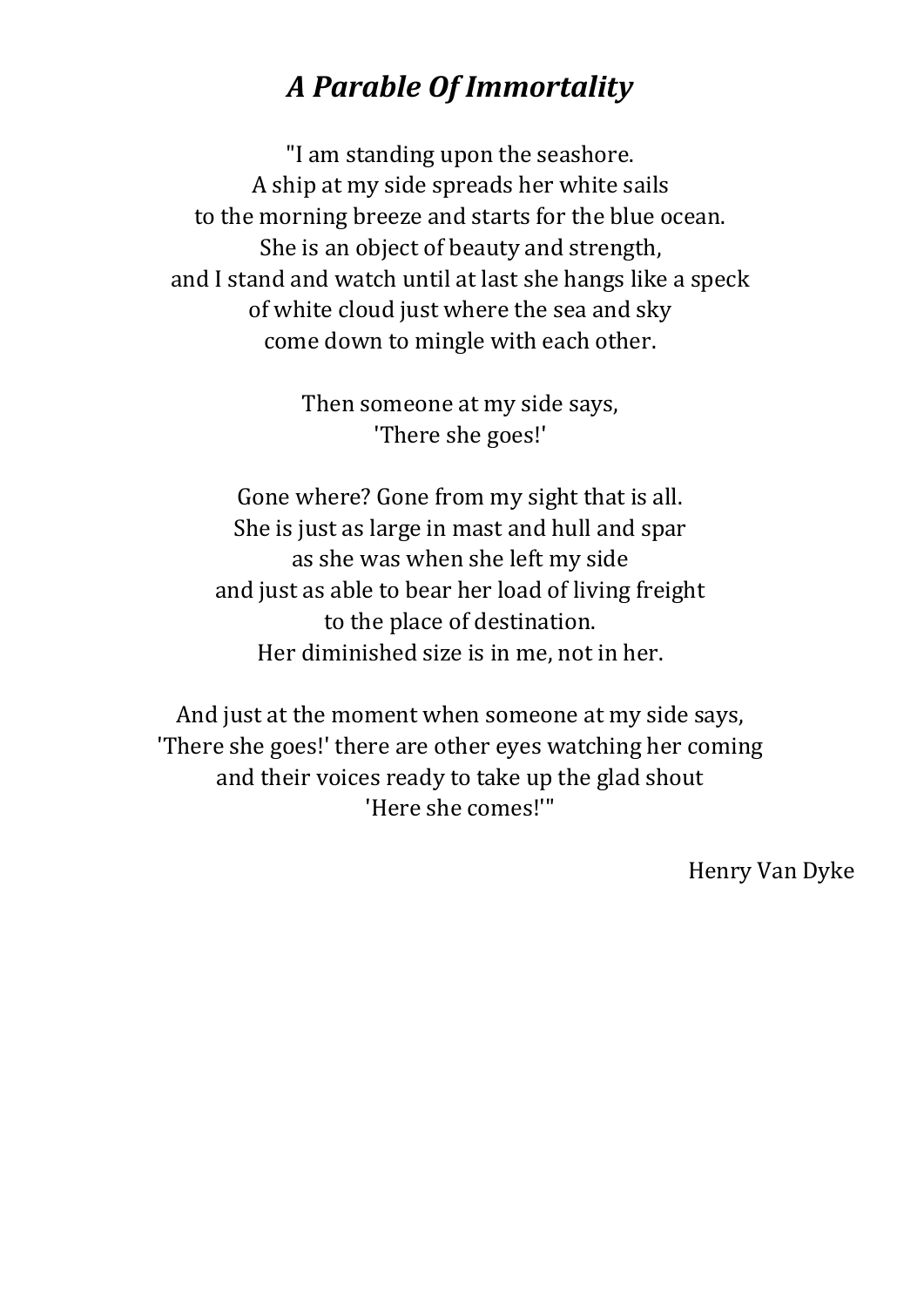# *A Parable Of Immortality*

"I am standing upon the seashore.  
A ship at my side spreads her white sails  
to the morning breeze and starts for the blue ocean.  
She is an object of beauty and strength,  
and I stand and watch until at last she hangs like a speck  
of white cloud just where the sea and sky  
come down to mingle with each other.

Then someone at my side says,  
'There she goes!'

Gone where? Gone from my sight that is all.  
She is just as large in mast and hull and spar  
as she was when she left my side  
and just as able to bear her load of living freight  
to the place of destination.  
Her diminished size is in me, not in her.

And just at the moment when someone at my side says,  
'There she goes!' there are other eyes watching her coming  
and their voices ready to take up the glad shout  
'Here she comes!'"

Henry Van Dyke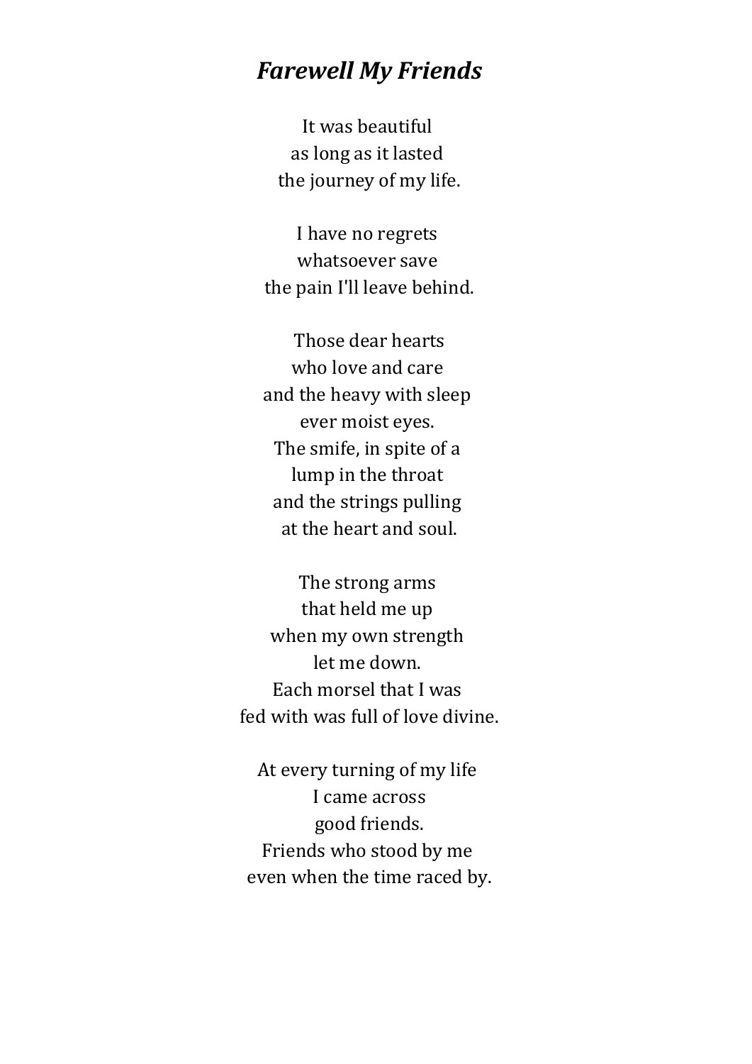## *Farewell My Friends*

It was beautiful  
as long as it lasted  
the journey of my life.

I have no regrets  
whatsoever save  
the pain I'll leave behind.

Those dear hearts  
who love and care  
and the heavy with sleep  
ever moist eyes.  
The smife, in spite of a  
lump in the throat  
and the strings pulling  
at the heart and soul.

The strong arms  
that held me up  
when my own strength  
let me down.  
Each morsel that I was  
fed with was full of love divine.

At every turning of my life  
I came across  
good friends.  
Friends who stood by me  
even when the time raced by.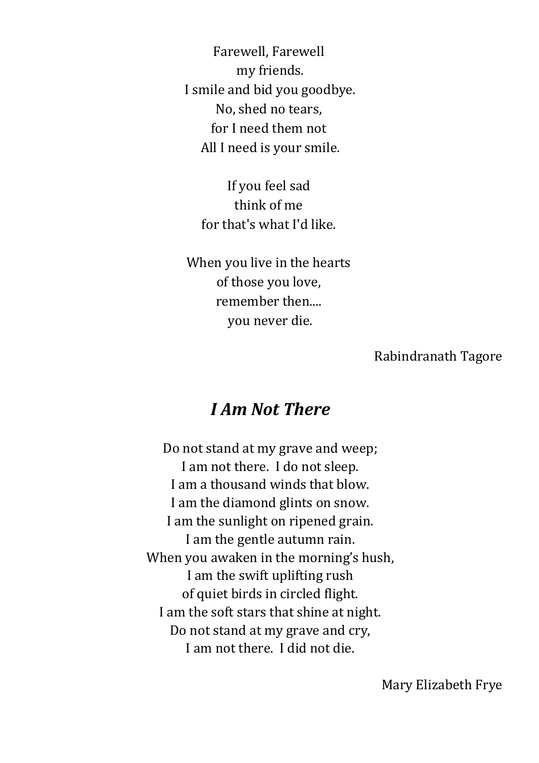Farewell, Farewell  
my friends.  
I smile and bid you goodbye.  
No, shed no tears,  
for I need them not  
All I need is your smile.

If you feel sad  
think of me  
for that's what I'd like.

When you live in the hearts  
of those you love,  
remember then....  
you never die.

Rabindranath Tagore

## *I Am Not There*

Do not stand at my grave and weep;  
I am not there. I do not sleep.  
I am a thousand winds that blow.  
I am the diamond glints on snow.  
I am the sunlight on ripened grain.  
I am the gentle autumn rain.  
When you awaken in the morning's hush,  
I am the swift uplifting rush  
of quiet birds in circled flight.  
I am the soft stars that shine at night.  
Do not stand at my grave and cry,  
I am not there. I did not die.

Mary Elizabeth Frye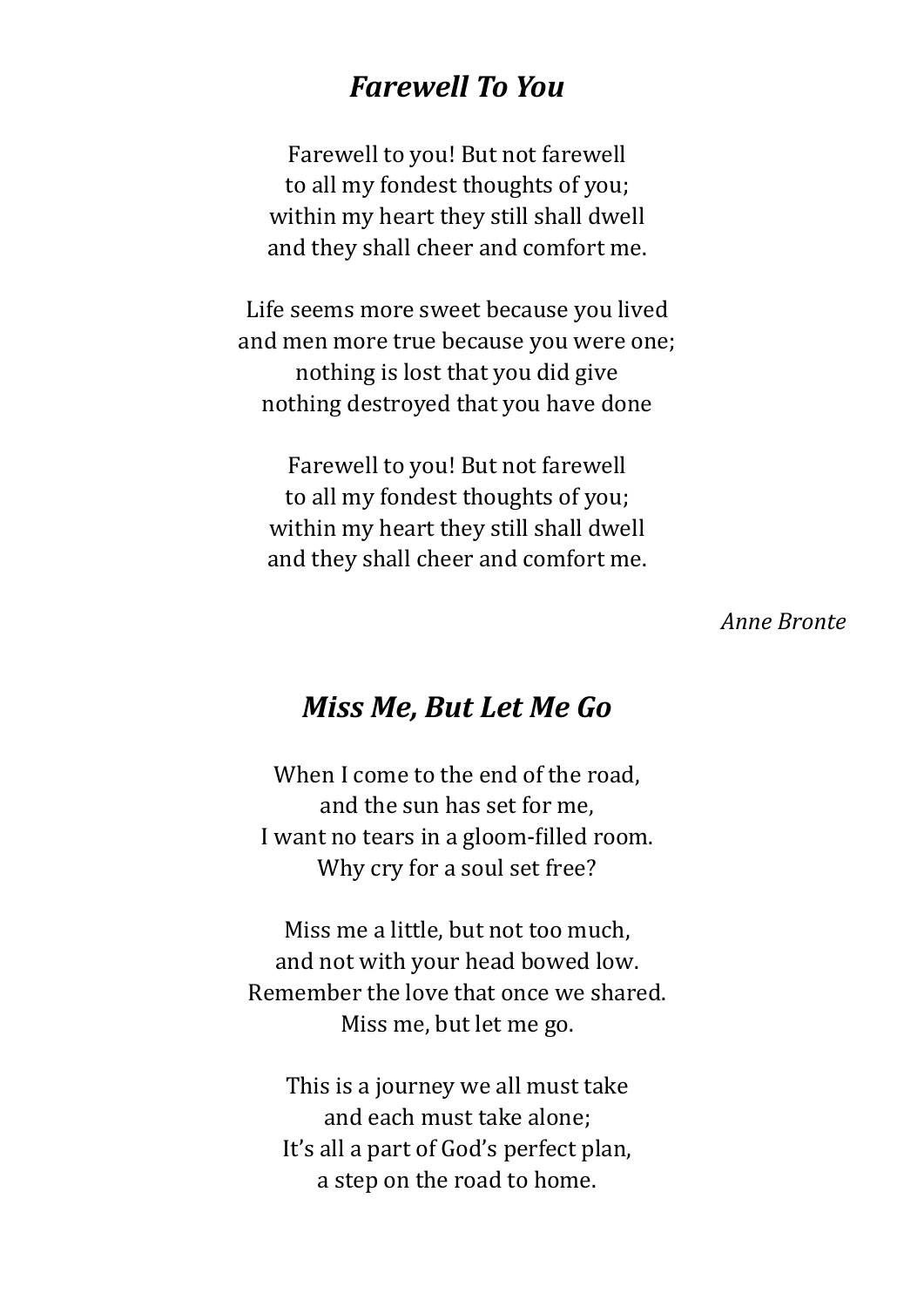## *Farewell To You*

Farewell to you! But not farewell  
to all my fondest thoughts of you;  
within my heart they still shall dwell  
and they shall cheer and comfort me.

Life seems more sweet because you lived  
and men more true because you were one;  
nothing is lost that you did give  
nothing destroyed that you have done

Farewell to you! But not farewell  
to all my fondest thoughts of you;  
within my heart they still shall dwell  
and they shall cheer and comfort me.

*Anne Bronte*

## *Miss Me, But Let Me Go*

When I come to the end of the road,  
and the sun has set for me,  
I want no tears in a gloom-filled room.  
Why cry for a soul set free?

Miss me a little, but not too much,  
and not with your head bowed low.  
Remember the love that once we shared.  
Miss me, but let me go.

This is a journey we all must take  
and each must take alone;  
It's all a part of God's perfect plan,  
a step on the road to home.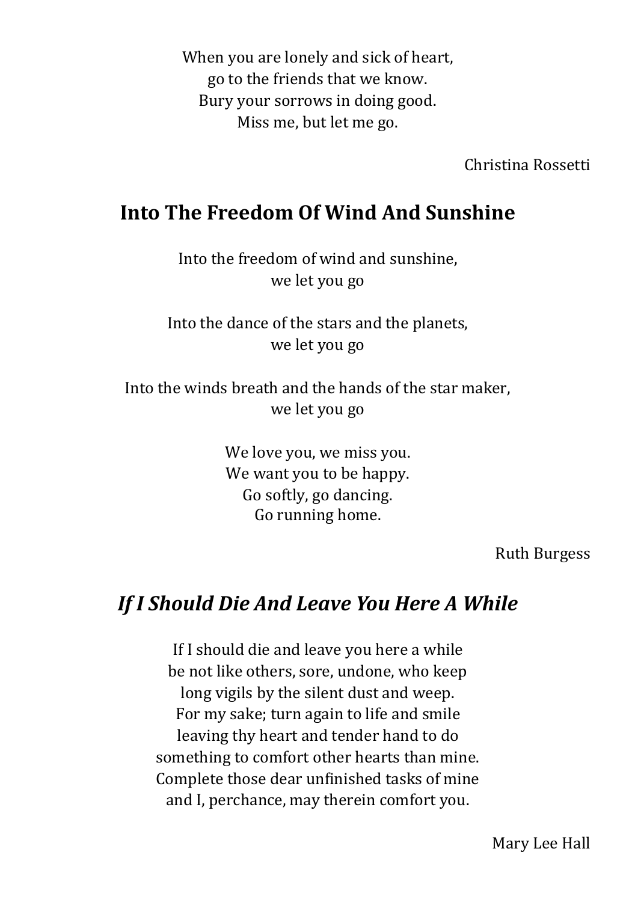When you are lonely and sick of heart,
go to the friends that we know.
Bury your sorrows in doing good.
Miss me, but let me go.

Christina Rossetti

## Into The Freedom Of Wind And Sunshine

Into the freedom of wind and sunshine,
we let you go

Into the dance of the stars and the planets,
we let you go

Into the winds breath and the hands of the star maker,
we let you go

We love you, we miss you.
We want you to be happy.
Go softly, go dancing.
Go running home.

Ruth Burgess

## *If I Should Die And Leave You Here A While*

If I should die and leave you here a while
be not like others, sore, undone, who keep
long vigils by the silent dust and weep.
For my sake; turn again to life and smile
leaving thy heart and tender hand to do
something to comfort other hearts than mine.
Complete those dear unfinished tasks of mine
and I, perchance, may therein comfort you.

Mary Lee Hall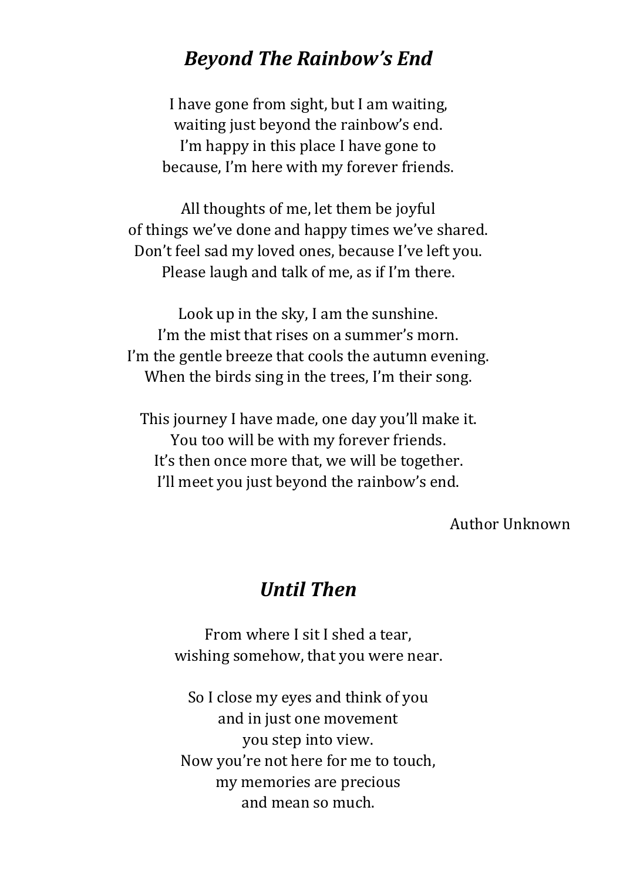## *Beyond The Rainbow's End*

I have gone from sight, but I am waiting,  
waiting just beyond the rainbow's end.  
I'm happy in this place I have gone to  
because, I'm here with my forever friends.

All thoughts of me, let them be joyful  
of things we've done and happy times we've shared.  
Don't feel sad my loved ones, because I've left you.  
Please laugh and talk of me, as if I'm there.

Look up in the sky, I am the sunshine.  
I'm the mist that rises on a summer's morn.  
I'm the gentle breeze that cools the autumn evening.  
When the birds sing in the trees, I'm their song.

This journey I have made, one day you'll make it.  
You too will be with my forever friends.  
It's then once more that, we will be together.  
I'll meet you just beyond the rainbow's end.

Author Unknown

## *Until Then*

From where I sit I shed a tear,  
wishing somehow, that you were near.

So I close my eyes and think of you  
and in just one movement  
you step into view.  
Now you're not here for me to touch,  
my memories are precious  
and mean so much.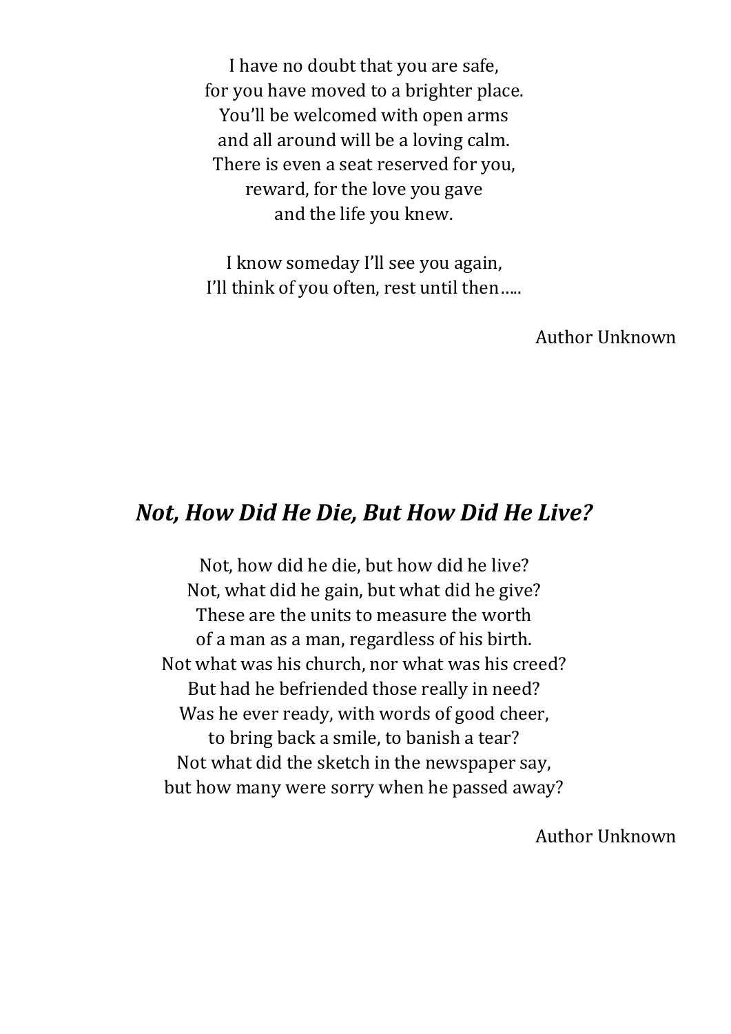I have no doubt that you are safe,  
for you have moved to a brighter place.  
You'll be welcomed with open arms  
and all around will be a loving calm.  
There is even a seat reserved for you,  
reward, for the love you gave  
and the life you knew.

I know someday I'll see you again,  
I'll think of you often, rest until then…..

Author Unknown

## *Not, How Did He Die, But How Did He Live?*

Not, how did he die, but how did he live?  
Not, what did he gain, but what did he give?  
These are the units to measure the worth  
of a man as a man, regardless of his birth.  
Not what was his church, nor what was his creed?  
But had he befriended those really in need?  
Was he ever ready, with words of good cheer,  
to bring back a smile, to banish a tear?  
Not what did the sketch in the newspaper say,  
but how many were sorry when he passed away?

Author Unknown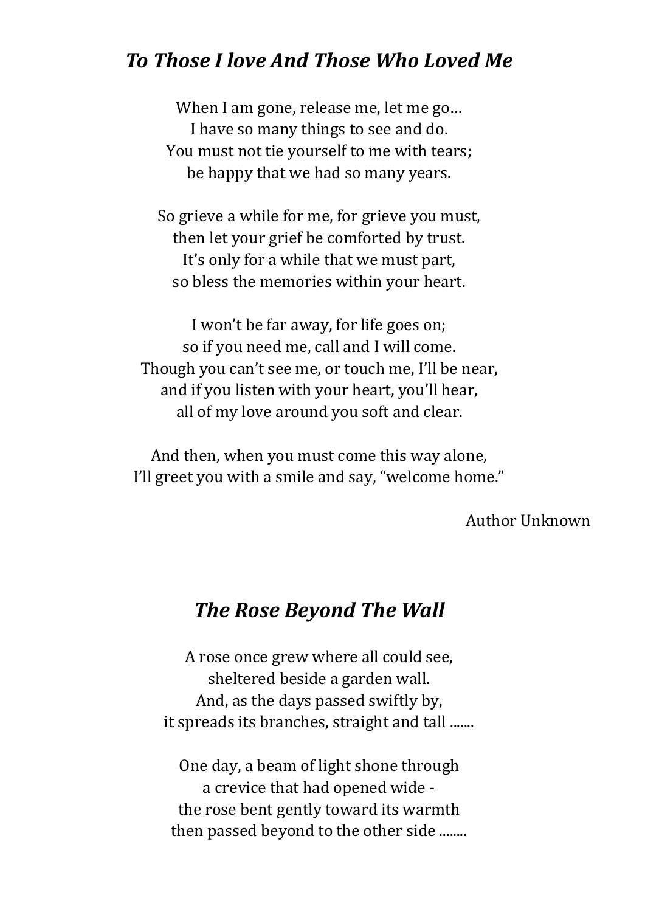## *To Those I love And Those Who Loved Me*

When I am gone, release me, let me go…
I have so many things to see and do.
You must not tie yourself to me with tears;
be happy that we had so many years.

So grieve a while for me, for grieve you must,
then let your grief be comforted by trust.
It's only for a while that we must part,
so bless the memories within your heart.

I won't be far away, for life goes on;
so if you need me, call and I will come.
Though you can't see me, or touch me, I'll be near,
and if you listen with your heart, you'll hear,
all of my love around you soft and clear.

And then, when you must come this way alone,
I'll greet you with a smile and say, "welcome home."

Author Unknown

## *The Rose Beyond The Wall*

A rose once grew where all could see,
sheltered beside a garden wall.
And, as the days passed swiftly by,
it spreads its branches, straight and tall .......

One day, a beam of light shone through
a crevice that had opened wide -
the rose bent gently toward its warmth
then passed beyond to the other side ........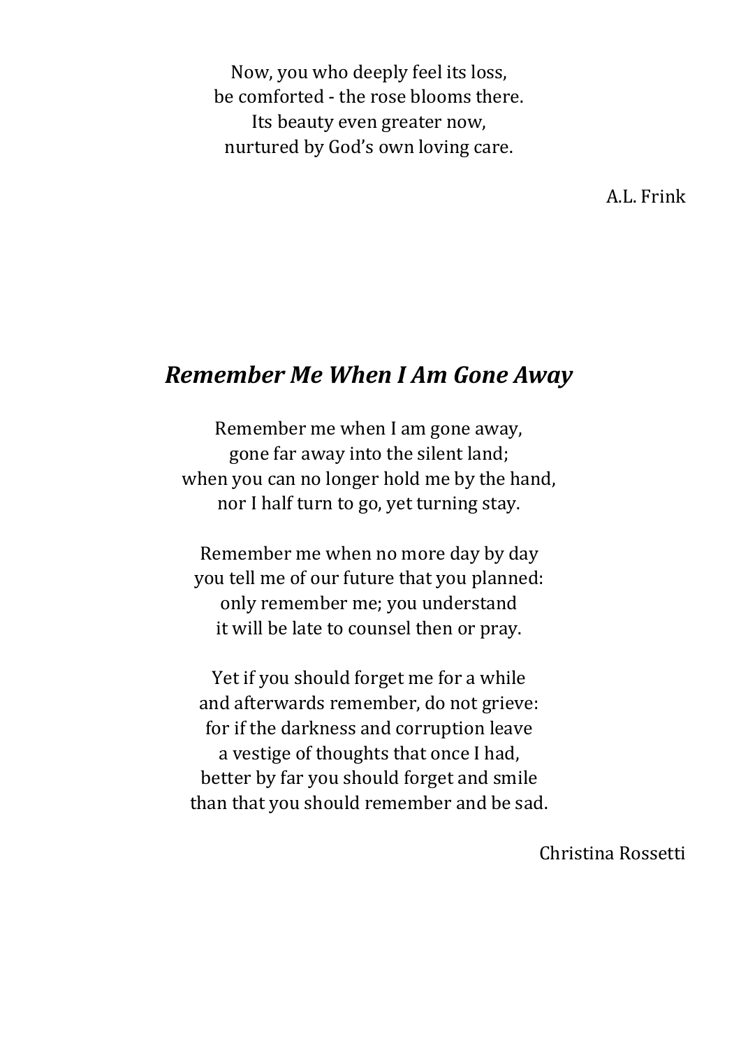Now, you who deeply feel its loss,
be comforted - the rose blooms there.
Its beauty even greater now,
nurtured by God's own loving care.

A.L. Frink

## *Remember Me When I Am Gone Away*

Remember me when I am gone away,
gone far away into the silent land;
when you can no longer hold me by the hand,
nor I half turn to go, yet turning stay.

Remember me when no more day by day
you tell me of our future that you planned:
only remember me; you understand
it will be late to counsel then or pray.

Yet if you should forget me for a while
and afterwards remember, do not grieve:
for if the darkness and corruption leave
a vestige of thoughts that once I had,
better by far you should forget and smile
than that you should remember and be sad.

Christina Rossetti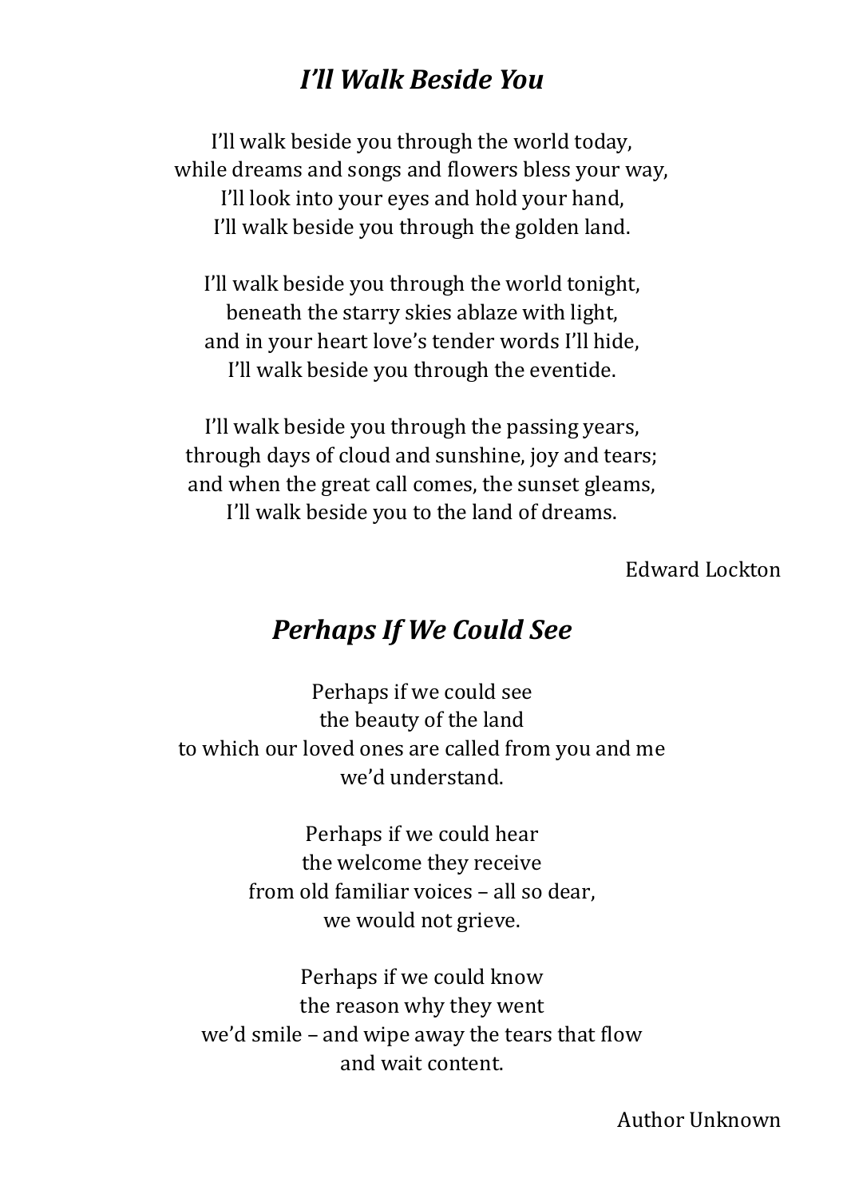## *I'll Walk Beside You*

I'll walk beside you through the world today,  
while dreams and songs and flowers bless your way,  
I'll look into your eyes and hold your hand,  
I'll walk beside you through the golden land.

I'll walk beside you through the world tonight,  
beneath the starry skies ablaze with light,  
and in your heart love's tender words I'll hide,  
I'll walk beside you through the eventide.

I'll walk beside you through the passing years,  
through days of cloud and sunshine, joy and tears;  
and when the great call comes, the sunset gleams,  
I'll walk beside you to the land of dreams.

Edward Lockton

## *Perhaps If We Could See*

Perhaps if we could see  
the beauty of the land  
to which our loved ones are called from you and me  
we'd understand.

Perhaps if we could hear  
the welcome they receive  
from old familiar voices – all so dear,  
we would not grieve.

Perhaps if we could know  
the reason why they went  
we'd smile – and wipe away the tears that flow  
and wait content.

Author Unknown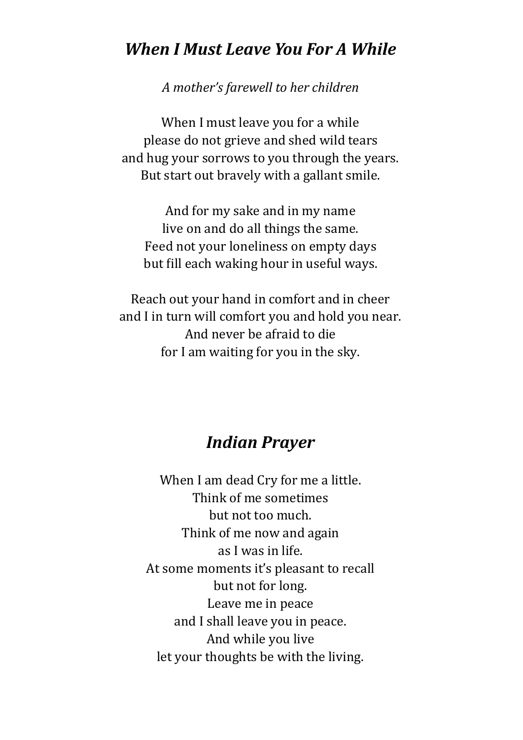## *When I Must Leave You For A While*

*A mother's farewell to her children*

When I must leave you for a while  
please do not grieve and shed wild tears  
and hug your sorrows to you through the years.  
But start out bravely with a gallant smile.

And for my sake and in my name  
live on and do all things the same.  
Feed not your loneliness on empty days  
but fill each waking hour in useful ways.

Reach out your hand in comfort and in cheer  
and I in turn will comfort you and hold you near.  
And never be afraid to die  
for I am waiting for you in the sky.

## *Indian Prayer*

When I am dead Cry for me a little.  
Think of me sometimes  
but not too much.  
Think of me now and again  
as I was in life.  
At some moments it's pleasant to recall  
but not for long.  
Leave me in peace  
and I shall leave you in peace.  
And while you live  
let your thoughts be with the living.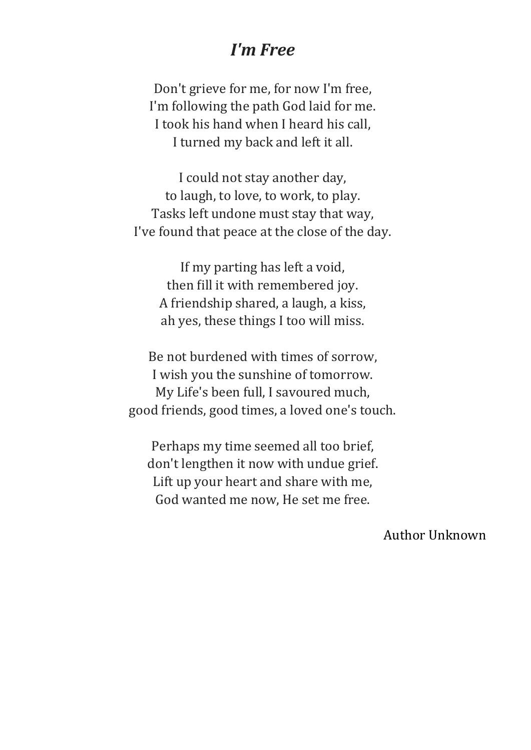# *I'm Free*

Don't grieve for me, for now I'm free,  
I'm following the path God laid for me.  
I took his hand when I heard his call,  
I turned my back and left it all.

I could not stay another day,  
to laugh, to love, to work, to play.  
Tasks left undone must stay that way,  
I've found that peace at the close of the day.

If my parting has left a void,  
then fill it with remembered joy.  
A friendship shared, a laugh, a kiss,  
ah yes, these things I too will miss.

Be not burdened with times of sorrow,  
I wish you the sunshine of tomorrow.  
My Life's been full, I savoured much,  
good friends, good times, a loved one's touch.

Perhaps my time seemed all too brief,  
don't lengthen it now with undue grief.  
Lift up your heart and share with me,  
God wanted me now, He set me free.

Author Unknown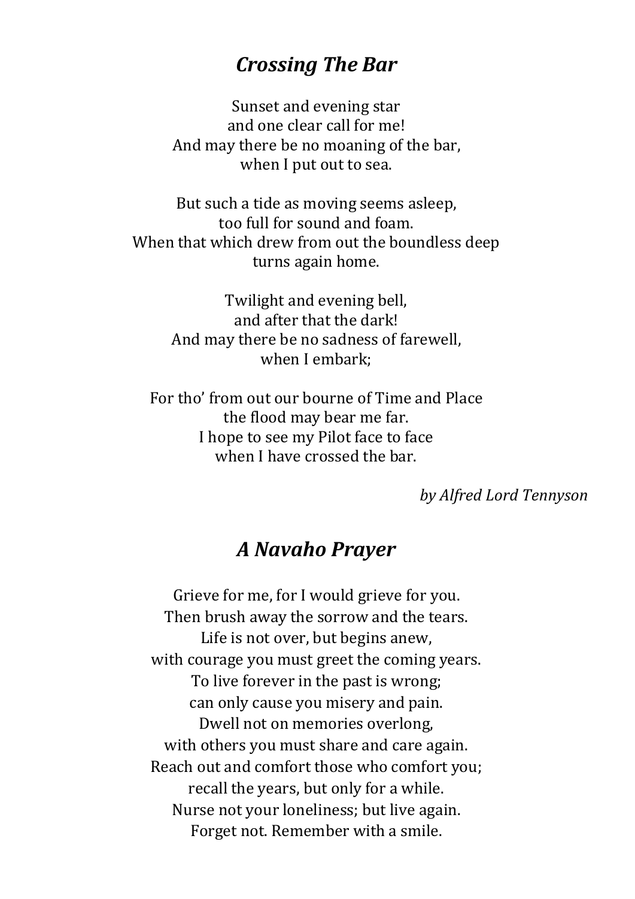## *Crossing The Bar*

Sunset and evening star  
and one clear call for me!  
And may there be no moaning of the bar,  
when I put out to sea.

But such a tide as moving seems asleep,  
too full for sound and foam.  
When that which drew from out the boundless deep  
turns again home.

Twilight and evening bell,  
and after that the dark!  
And may there be no sadness of farewell,  
when I embark;

For tho' from out our bourne of Time and Place  
the flood may bear me far.  
I hope to see my Pilot face to face  
when I have crossed the bar.

*by Alfred Lord Tennyson*

## *A Navaho Prayer*

Grieve for me, for I would grieve for you.  
Then brush away the sorrow and the tears.  
Life is not over, but begins anew,  
with courage you must greet the coming years.  
To live forever in the past is wrong;  
can only cause you misery and pain.  
Dwell not on memories overlong,  
with others you must share and care again.  
Reach out and comfort those who comfort you;  
recall the years, but only for a while.  
Nurse not your loneliness; but live again.  
Forget not. Remember with a smile.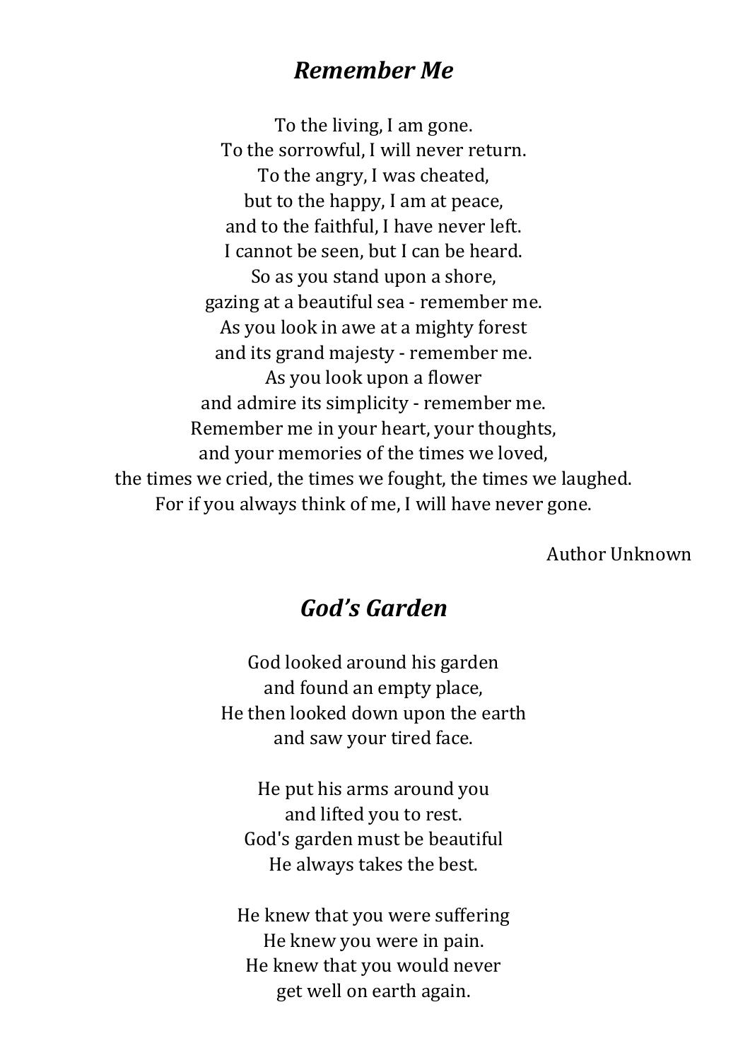## *Remember Me*

To the living, I am gone.
To the sorrowful, I will never return.
To the angry, I was cheated,
but to the happy, I am at peace,
and to the faithful, I have never left.
I cannot be seen, but I can be heard.
So as you stand upon a shore,
gazing at a beautiful sea - remember me.
As you look in awe at a mighty forest
and its grand majesty - remember me.
As you look upon a flower
and admire its simplicity - remember me.
Remember me in your heart, your thoughts,
and your memories of the times we loved,
the times we cried, the times we fought, the times we laughed.
For if you always think of me, I will have never gone.

Author Unknown

## *God's Garden*

God looked around his garden
and found an empty place,
He then looked down upon the earth
and saw your tired face.

He put his arms around you
and lifted you to rest.
God's garden must be beautiful
He always takes the best.

He knew that you were suffering
He knew you were in pain.
He knew that you would never
get well on earth again.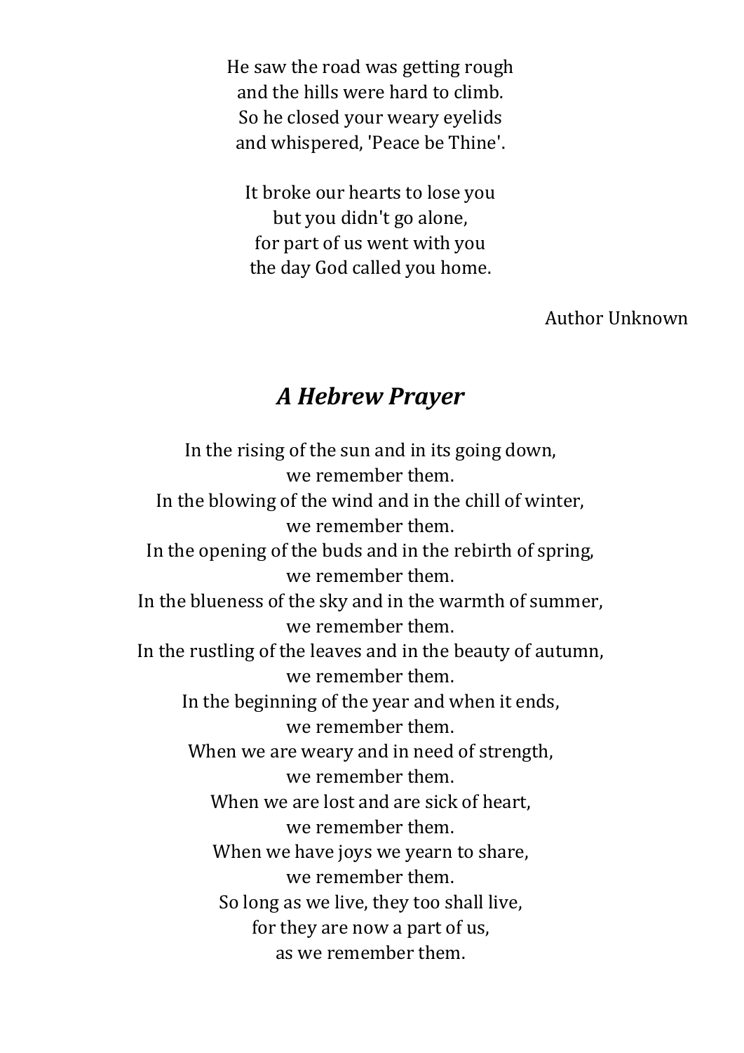He saw the road was getting rough  
and the hills were hard to climb.  
So he closed your weary eyelids  
and whispered, 'Peace be Thine'.

It broke our hearts to lose you  
but you didn't go alone,  
for part of us went with you  
the day God called you home.

Author Unknown

## *A Hebrew Prayer*

In the rising of the sun and in its going down,  
we remember them.  
In the blowing of the wind and in the chill of winter,  
we remember them.  
In the opening of the buds and in the rebirth of spring,  
we remember them.  
In the blueness of the sky and in the warmth of summer,  
we remember them.  
In the rustling of the leaves and in the beauty of autumn,  
we remember them.  
In the beginning of the year and when it ends,  
we remember them.  
When we are weary and in need of strength,  
we remember them.  
When we are lost and are sick of heart,  
we remember them.  
When we have joys we yearn to share,  
we remember them.  
So long as we live, they too shall live,  
for they are now a part of us,  
as we remember them.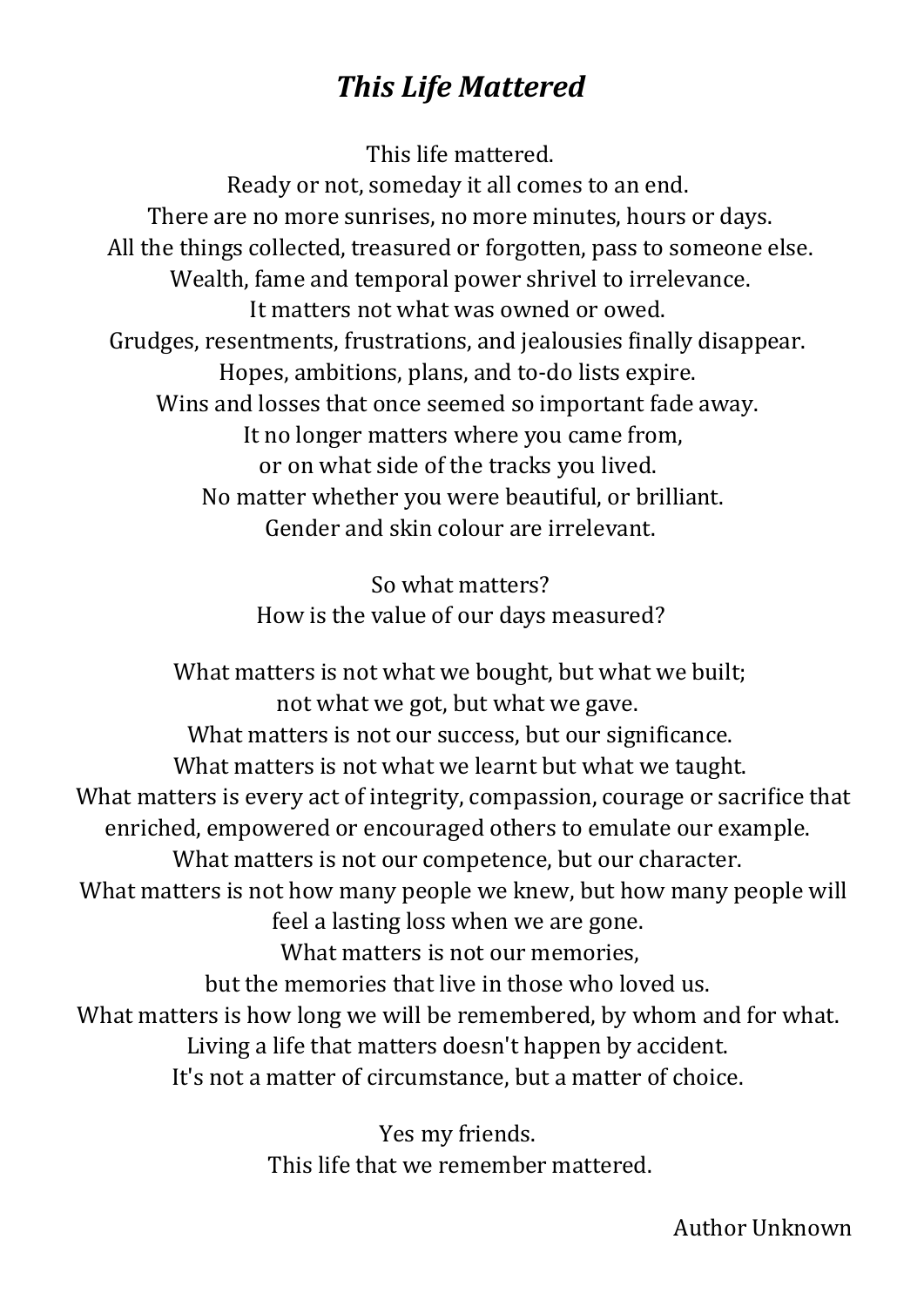# *This Life Mattered*

This life mattered.
Ready or not, someday it all comes to an end.
There are no more sunrises, no more minutes, hours or days.
All the things collected, treasured or forgotten, pass to someone else.
Wealth, fame and temporal power shrivel to irrelevance.
It matters not what was owned or owed.
Grudges, resentments, frustrations, and jealousies finally disappear.
Hopes, ambitions, plans, and to-do lists expire.
Wins and losses that once seemed so important fade away.
It no longer matters where you came from,
or on what side of the tracks you lived.
No matter whether you were beautiful, or brilliant.
Gender and skin colour are irrelevant.

So what matters?
How is the value of our days measured?

What matters is not what we bought, but what we built;
not what we got, but what we gave.
What matters is not our success, but our significance.
What matters is not what we learnt but what we taught.
What matters is every act of integrity, compassion, courage or sacrifice that enriched, empowered or encouraged others to emulate our example.
What matters is not our competence, but our character.
What matters is not how many people we knew, but how many people will feel a lasting loss when we are gone.
What matters is not our memories,
but the memories that live in those who loved us.
What matters is how long we will be remembered, by whom and for what.
Living a life that matters doesn't happen by accident.
It's not a matter of circumstance, but a matter of choice.

Yes my friends.
This life that we remember mattered.

Author Unknown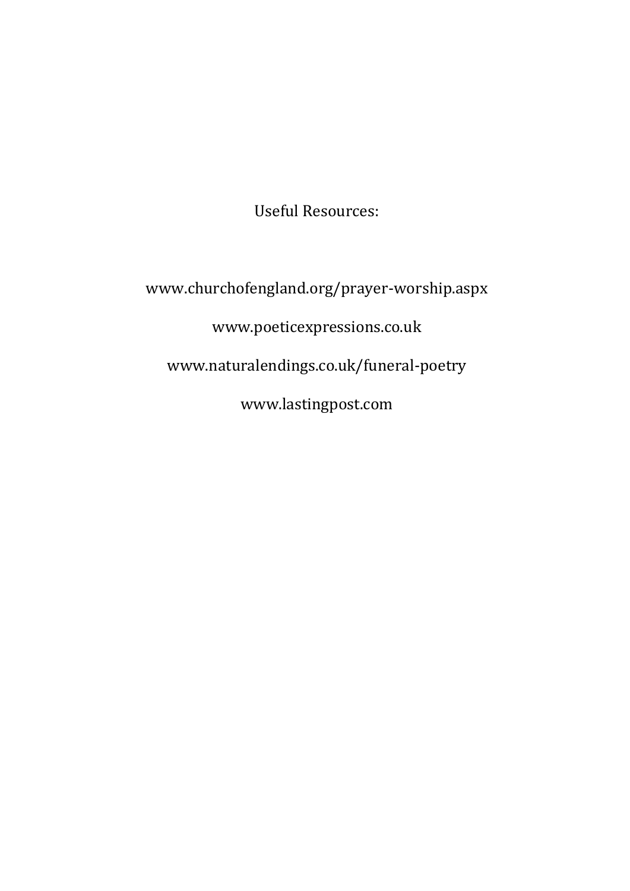Useful Resources:

www.churchofengland.org/prayer-worship.aspx

www.poeticexpressions.co.uk

www.naturalendings.co.uk/funeral-poetry

www.lastingpost.com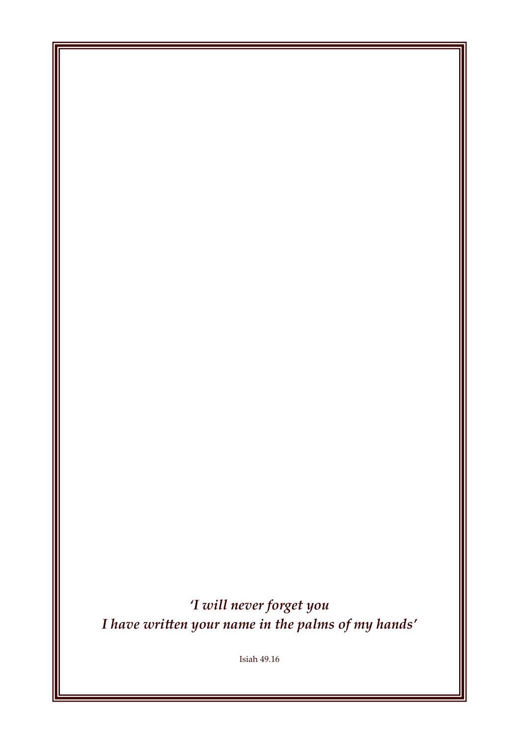***'I will never forget you***
***I have written your name in the palms of my hands'***

Isiah 49.16